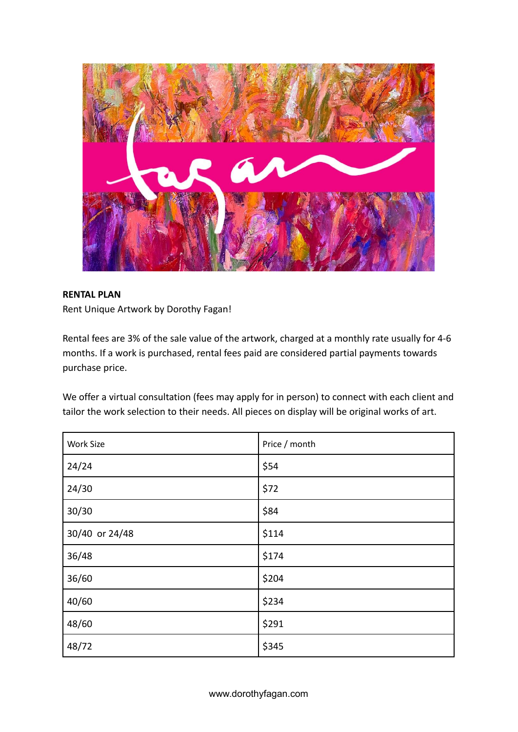**RENTAL PLAN**

Rent Unique Artwork by Dorothy Fagan!

Rental fees are 3% of the sale value of the artwork, charged at a monthly rate usually for 4-6 months. If a work is purchased, rental fees paid are considered partial payments towards purchase price.

We offer a virtual consultation (fees may apply for in person) to connect with each client and tailor the work selection to their needs. All pieces on display will be original works of art.

| Work Size | Price / month |
|---|---|
| 24/24 | $54 |
| 24/30 | $72 |
| 30/30 | $84 |
| 30/40 or 24/48 | $114 |
| 36/48 | $174 |
| 36/60 | $204 |
| 40/60 | $234 |
| 48/60 | $291 |
| 48/72 | $345 |

www.dorothyfagan.com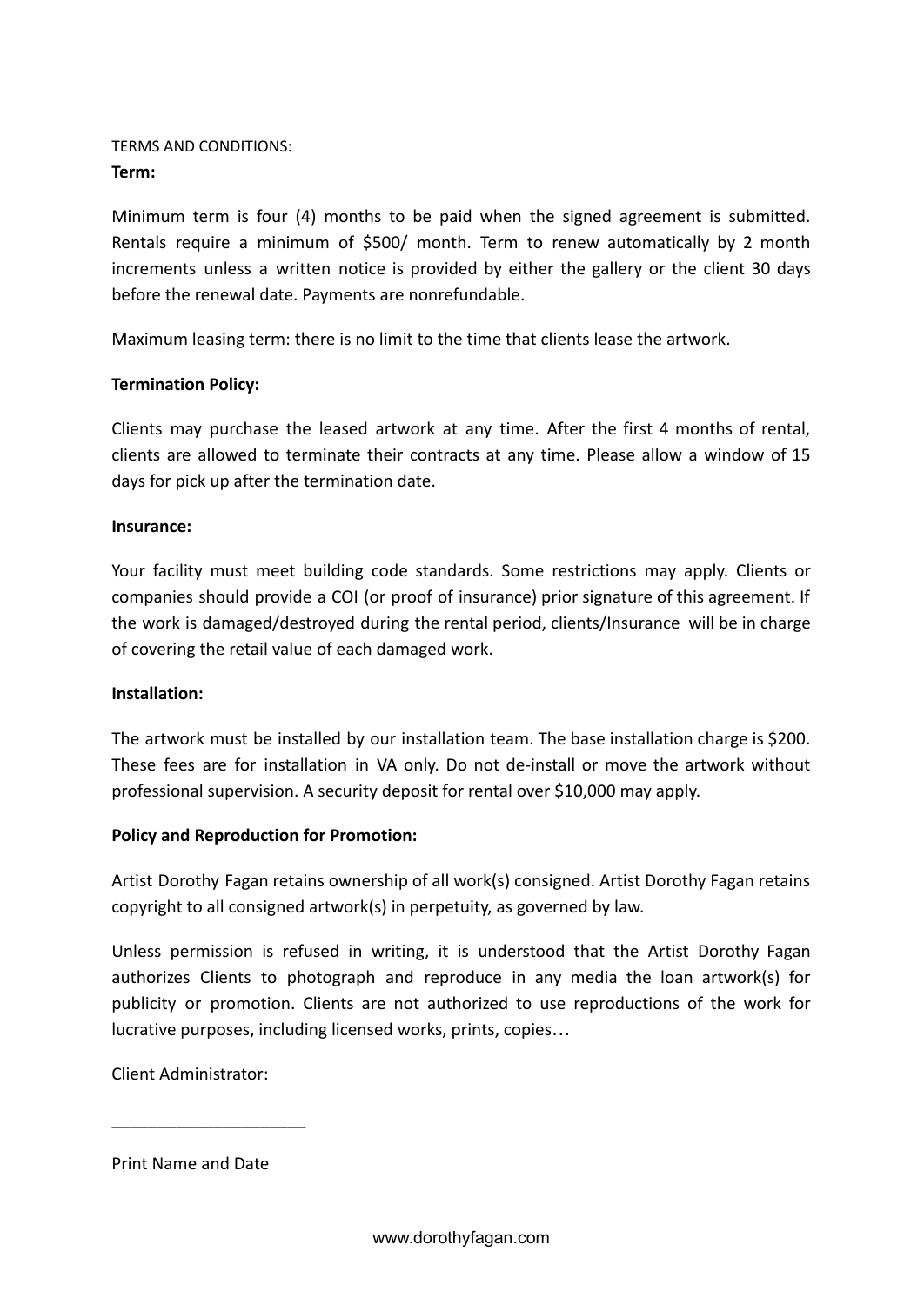TERMS AND CONDITIONS:

**Term:**

Minimum term is four (4) months to be paid when the signed agreement is submitted. Rentals require a minimum of $500/ month. Term to renew automatically by 2 month increments unless a written notice is provided by either the gallery or the client 30 days before the renewal date. Payments are nonrefundable.

Maximum leasing term: there is no limit to the time that clients lease the artwork.

**Termination Policy:**

Clients may purchase the leased artwork at any time. After the first 4 months of rental, clients are allowed to terminate their contracts at any time. Please allow a window of 15 days for pick up after the termination date.

**Insurance:**

Your facility must meet building code standards. Some restrictions may apply. Clients or companies should provide a COI (or proof of insurance) prior signature of this agreement. If the work is damaged/destroyed during the rental period, clients/Insurance will be in charge of covering the retail value of each damaged work.

**Installation:**

The artwork must be installed by our installation team. The base installation charge is $200. These fees are for installation in VA only. Do not de-install or move the artwork without professional supervision. A security deposit for rental over $10,000 may apply.

**Policy and Reproduction for Promotion:**

Artist Dorothy Fagan retains ownership of all work(s) consigned. Artist Dorothy Fagan retains copyright to all consigned artwork(s) in perpetuity, as governed by law.

Unless permission is refused in writing, it is understood that the Artist Dorothy Fagan authorizes Clients to photograph and reproduce in any media the loan artwork(s) for publicity or promotion. Clients are not authorized to use reproductions of the work for lucrative purposes, including licensed works, prints, copies…

Client Administrator:

_____________________

Print Name and Date

www.dorothyfagan.com